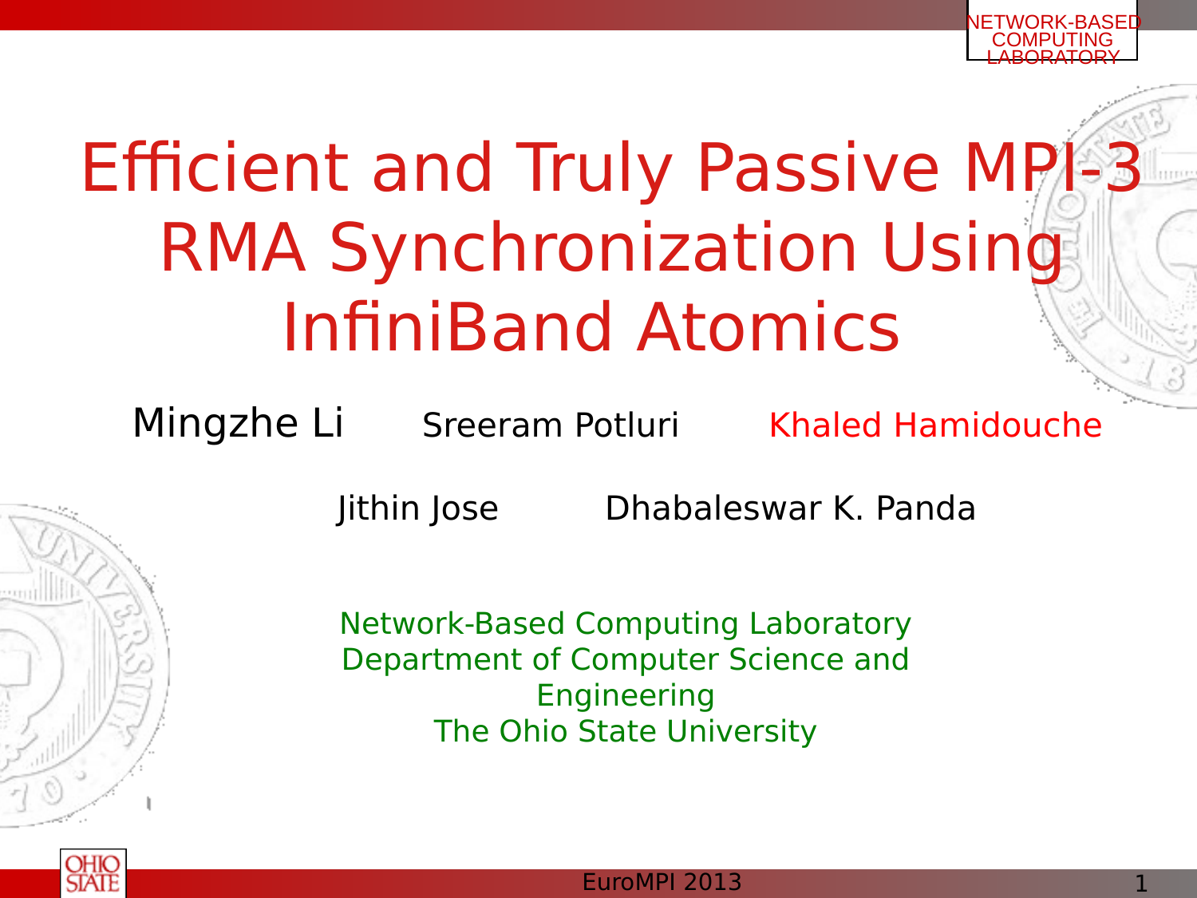# Efficient and Truly Passive MPI-3 RMA Synchronization Using InfiniBand Atomics

Mingzhe Li Sreeram Potluri Khaled Hamidouche

Jithin Jose Dhabaleswar K. Panda

Network-Based Computing Laboratory
Department of Computer Science and Engineering
The Ohio State University

EuroMPI 2013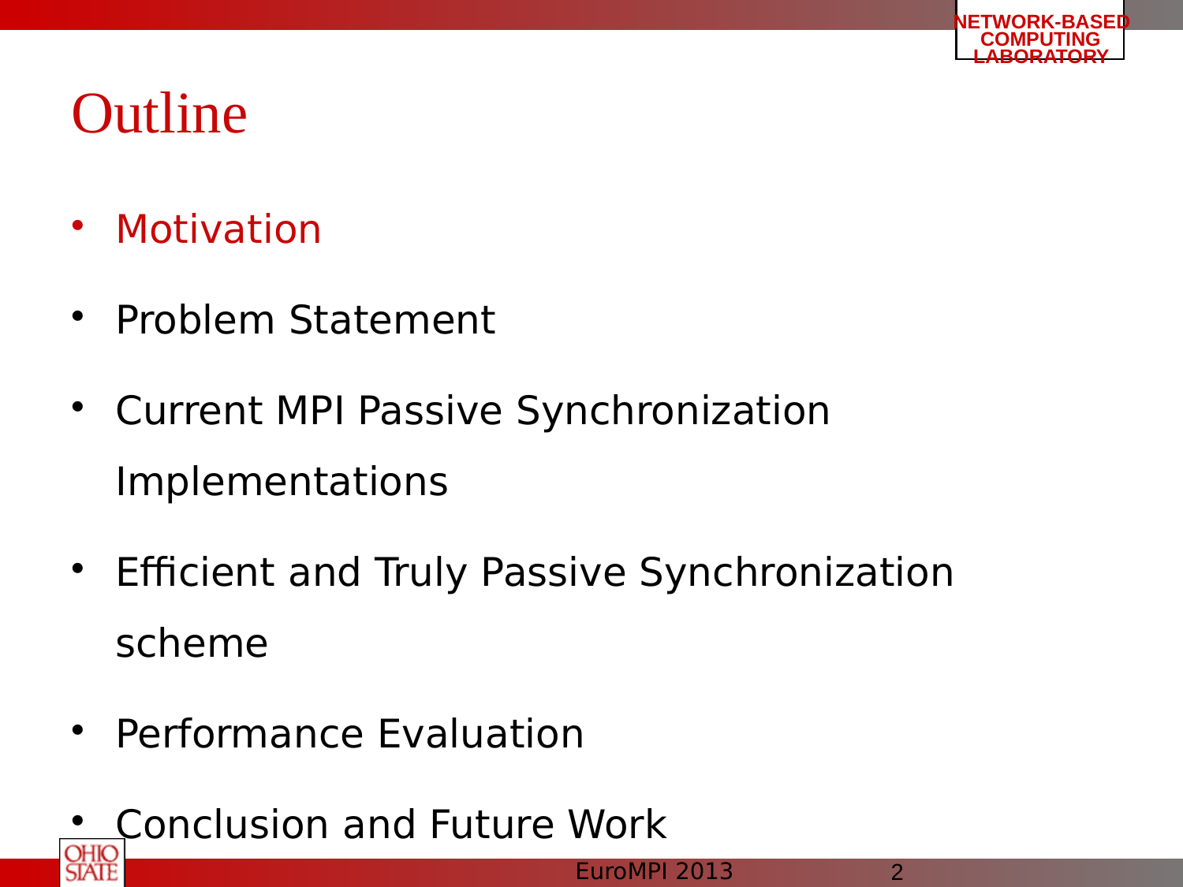# Outline

- Motivation
- Problem Statement
- Current MPI Passive Synchronization Implementations
- Efficient and Truly Passive Synchronization scheme
- Performance Evaluation
- Conclusion and Future Work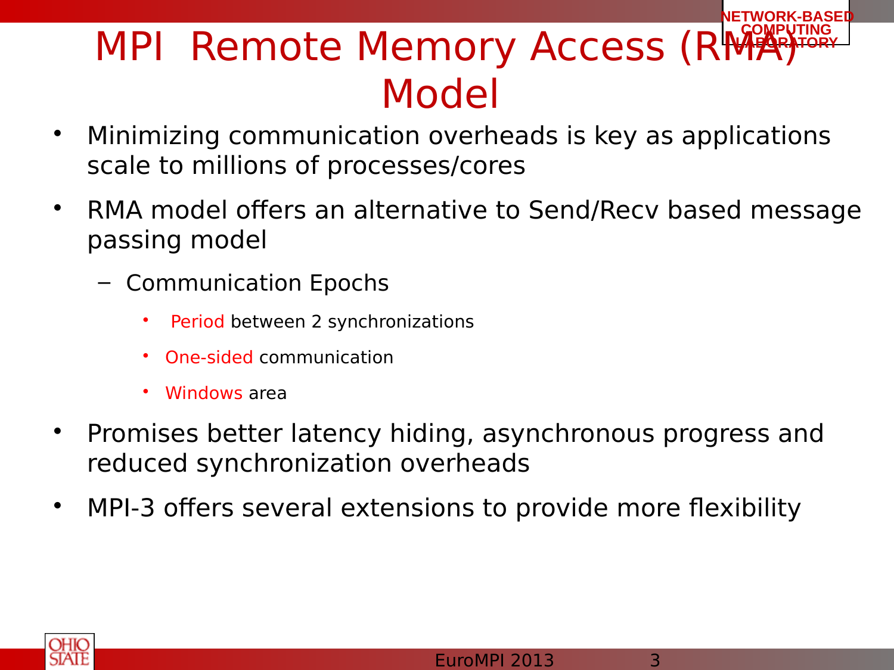# MPI Remote Memory Access (RMA) Model

- Minimizing communication overheads is key as applications scale to millions of processes/cores
- RMA model offers an alternative to Send/Recv based message passing model
  - Communication Epochs
    - Period between 2 synchronizations
    - One-sided communication
    - Windows area
- Promises better latency hiding, asynchronous progress and reduced synchronization overheads
- MPI-3 offers several extensions to provide more flexibility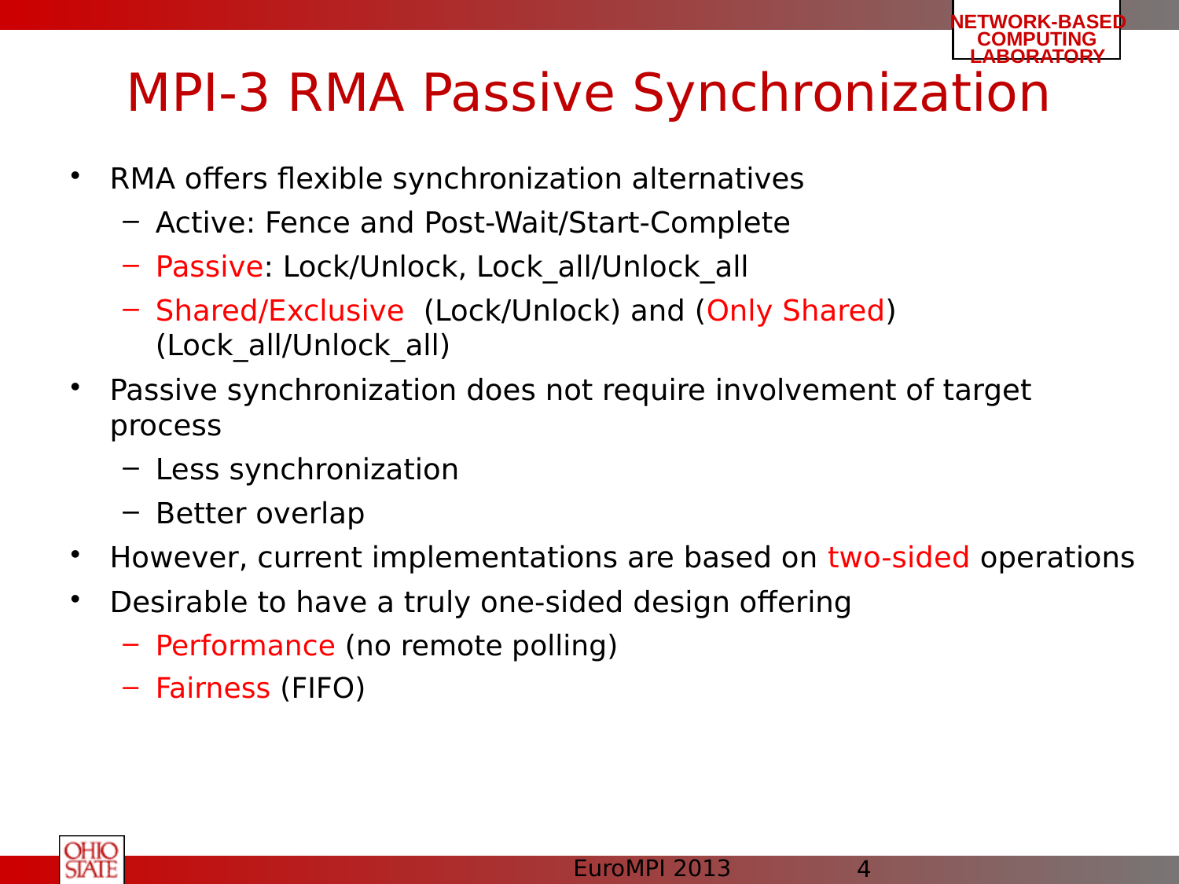# MPI-3 RMA Passive Synchronization

- RMA offers flexible synchronization alternatives
  - Active: Fence and Post-Wait/Start-Complete
  - Passive: Lock/Unlock, Lock_all/Unlock_all
  - Shared/Exclusive (Lock/Unlock) and (Only Shared) (Lock_all/Unlock_all)
- Passive synchronization does not require involvement of target process
  - Less synchronization
  - Better overlap
- However, current implementations are based on two-sided operations
- Desirable to have a truly one-sided design offering
  - Performance (no remote polling)
  - Fairness (FIFO)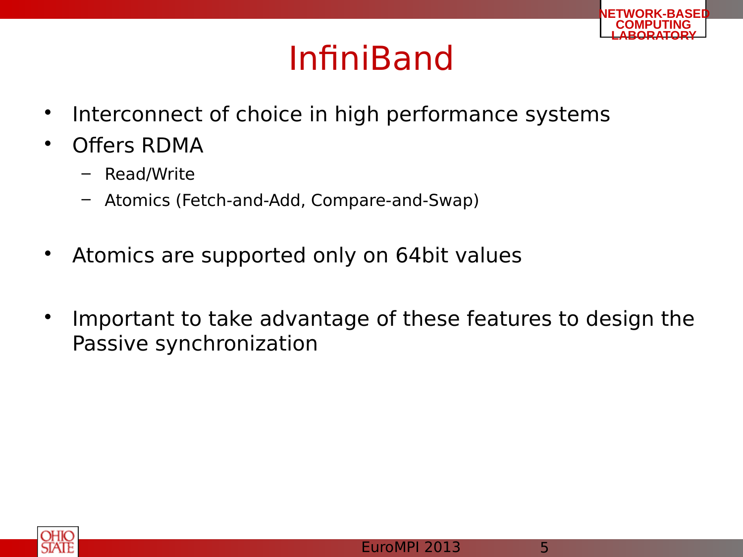# InfiniBand

- Interconnect of choice in high performance systems
- Offers RDMA
  - Read/Write
  - Atomics (Fetch-and-Add, Compare-and-Swap)
- Atomics are supported only on 64bit values
- Important to take advantage of these features to design the Passive synchronization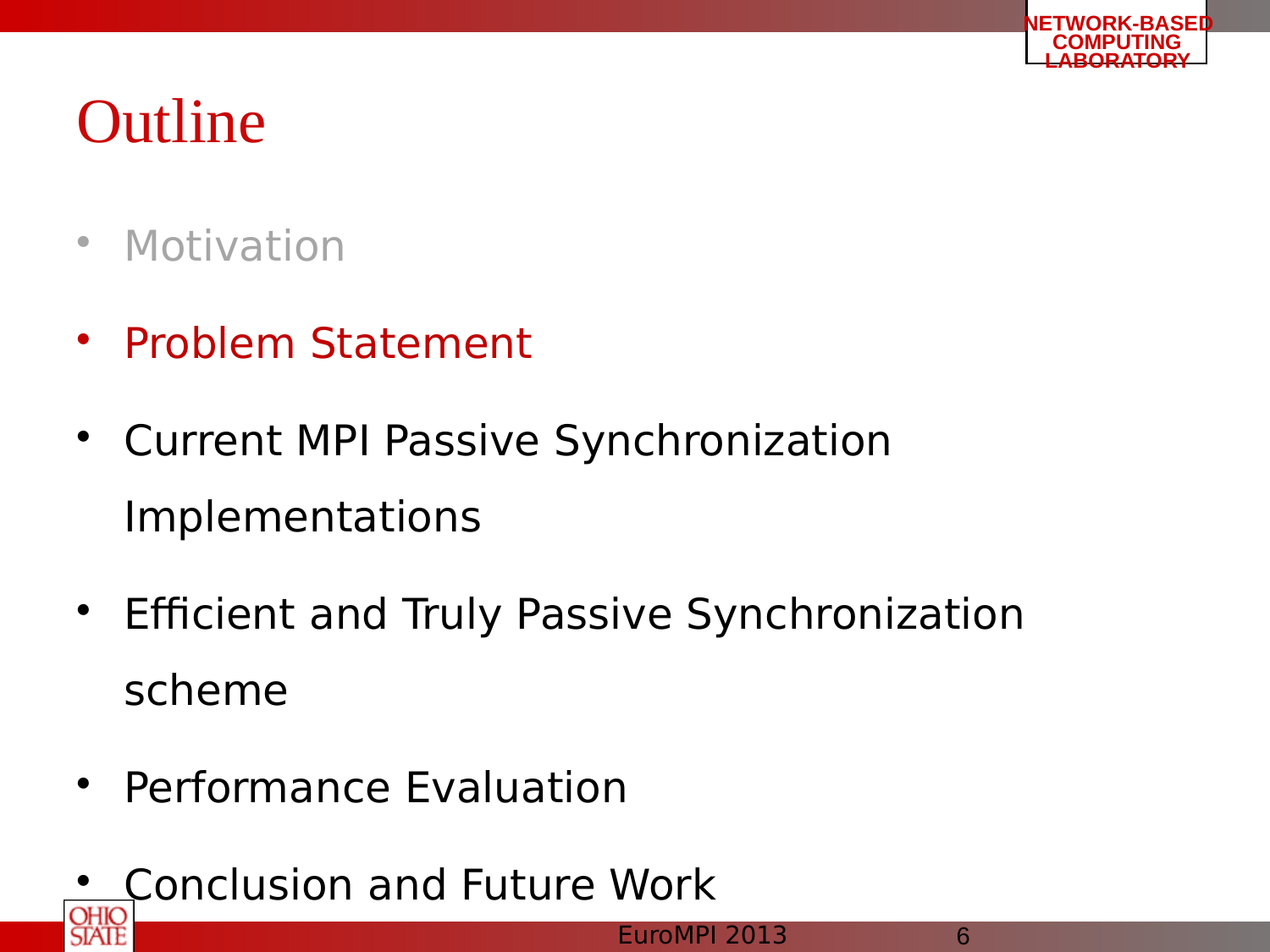# Outline

- Motivation
- Problem Statement
- Current MPI Passive Synchronization Implementations
- Efficient and Truly Passive Synchronization scheme
- Performance Evaluation
- Conclusion and Future Work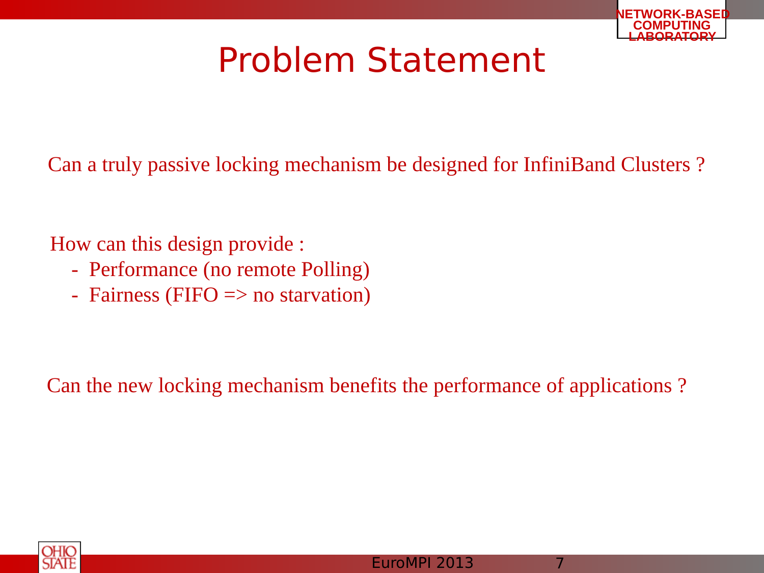# Problem Statement

Can a truly passive locking mechanism be designed for InfiniBand Clusters ?

How can this design provide :

- Performance (no remote Polling)
- Fairness (FIFO => no starvation)

Can the new locking mechanism benefits the performance of applications ?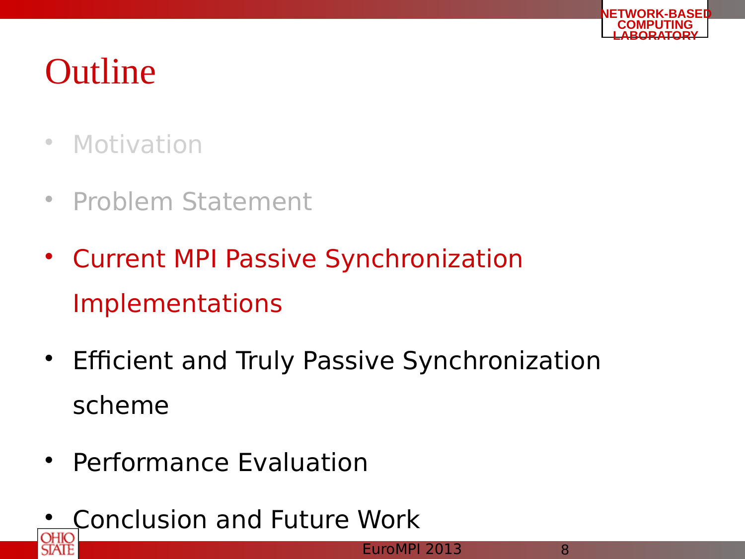# Outline

- Motivation
- Problem Statement
- Current MPI Passive Synchronization Implementations
- Efficient and Truly Passive Synchronization scheme
- Performance Evaluation
- Conclusion and Future Work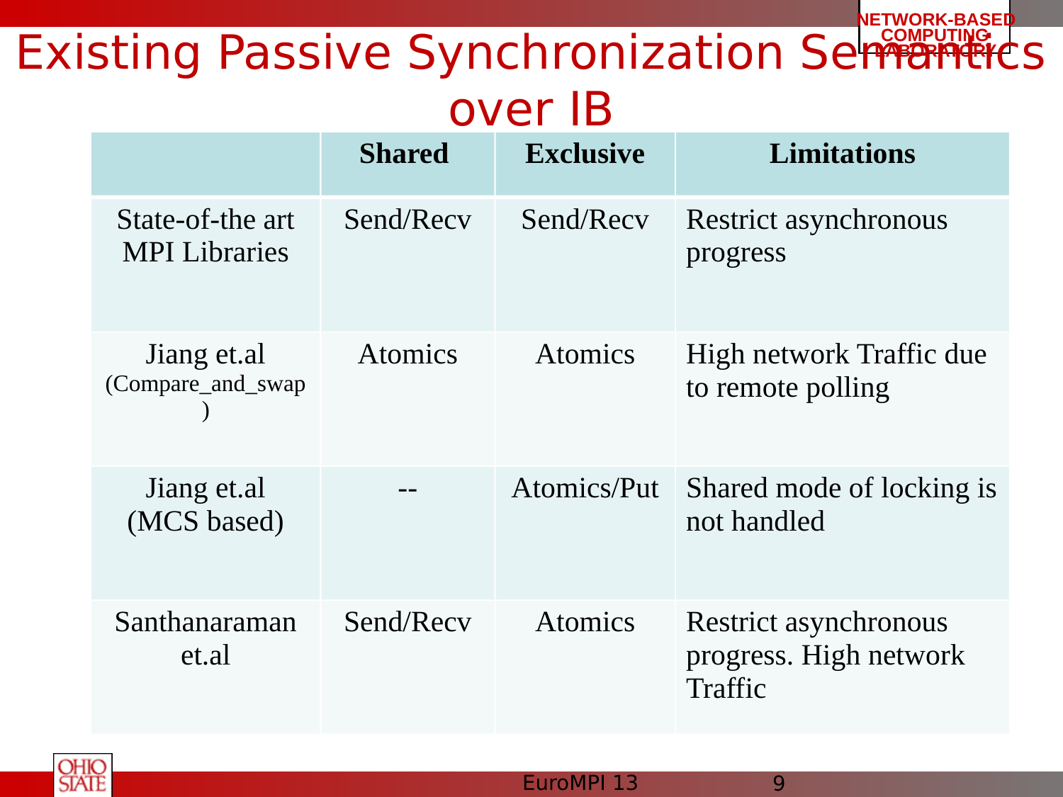# Existing Passive Synchronization Semantics over IB

| | Shared | Exclusive | Limitations |
|---|---|---|---|
| State-of-the art MPI Libraries | Send/Recv | Send/Recv | Restrict asynchronous progress |
| Jiang et.al (Compare_and_swap) | Atomics | Atomics | High network Traffic due to remote polling |
| Jiang et.al (MCS based) | -- | Atomics/Put | Shared mode of locking is not handled |
| Santhanaraman et.al | Send/Recv | Atomics | Restrict asynchronous progress. High network Traffic |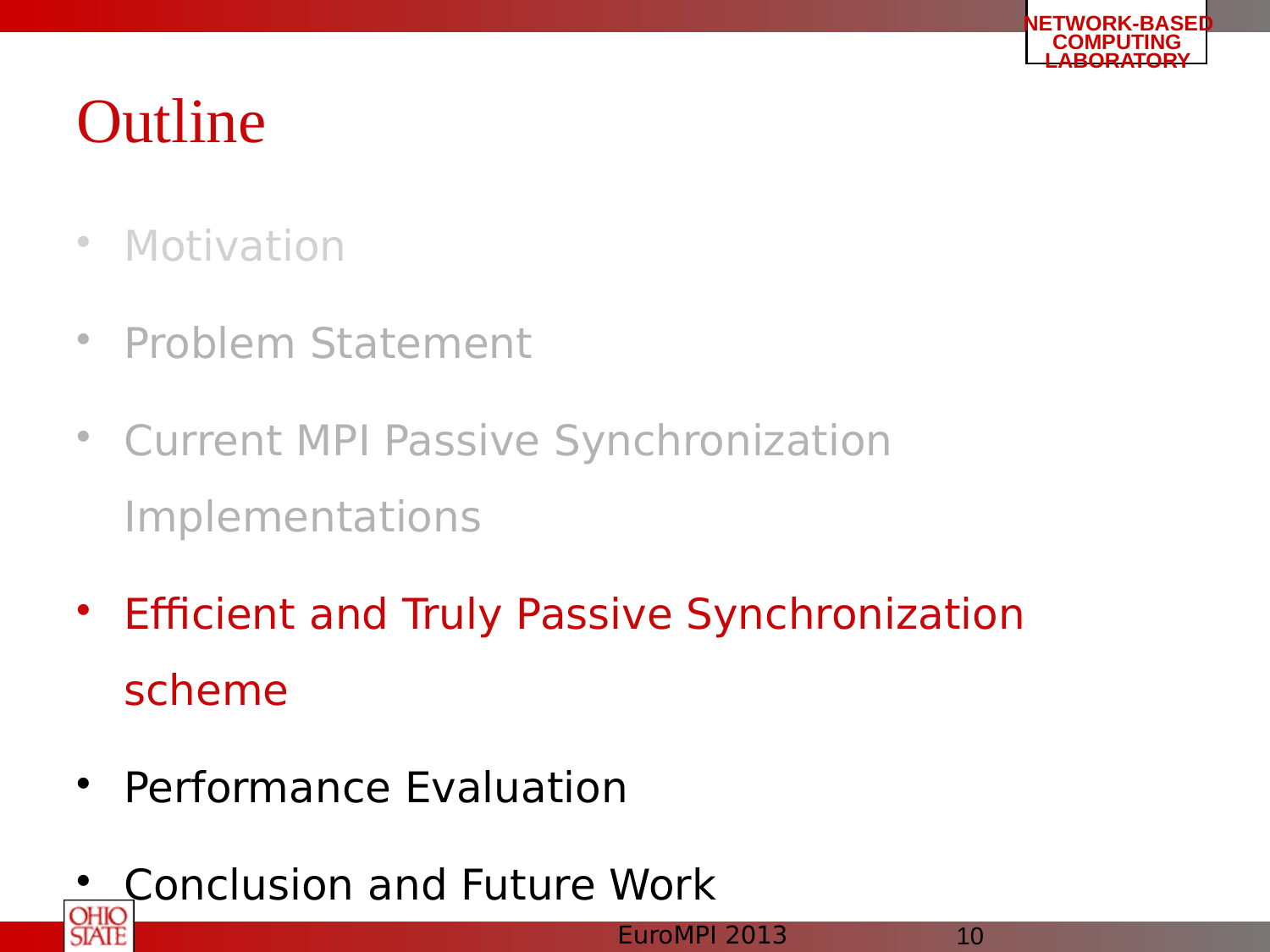# Outline

- Motivation
- Problem Statement
- Current MPI Passive Synchronization Implementations
- Efficient and Truly Passive Synchronization scheme
- Performance Evaluation
- Conclusion and Future Work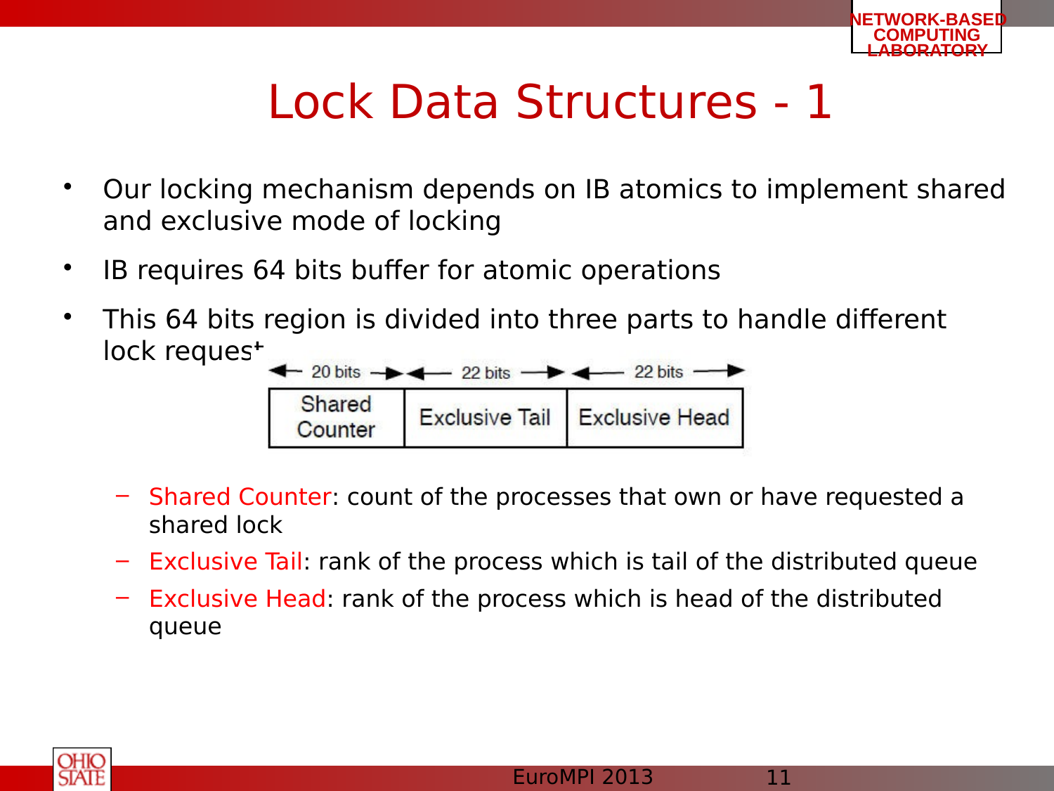# Lock Data Structures - 1

- Our locking mechanism depends on IB atomics to implement shared and exclusive mode of locking
- IB requires 64 bits buffer for atomic operations
- This 64 bits region is divided into three parts to handle different lock request

| 20 bits | 22 bits | 22 bits |
|---|---|---|
| Shared Counter | Exclusive Tail | Exclusive Head |

  - Shared Counter: count of the processes that own or have requested a shared lock
  - Exclusive Tail: rank of the process which is tail of the distributed queue
  - Exclusive Head: rank of the process which is head of the distributed queue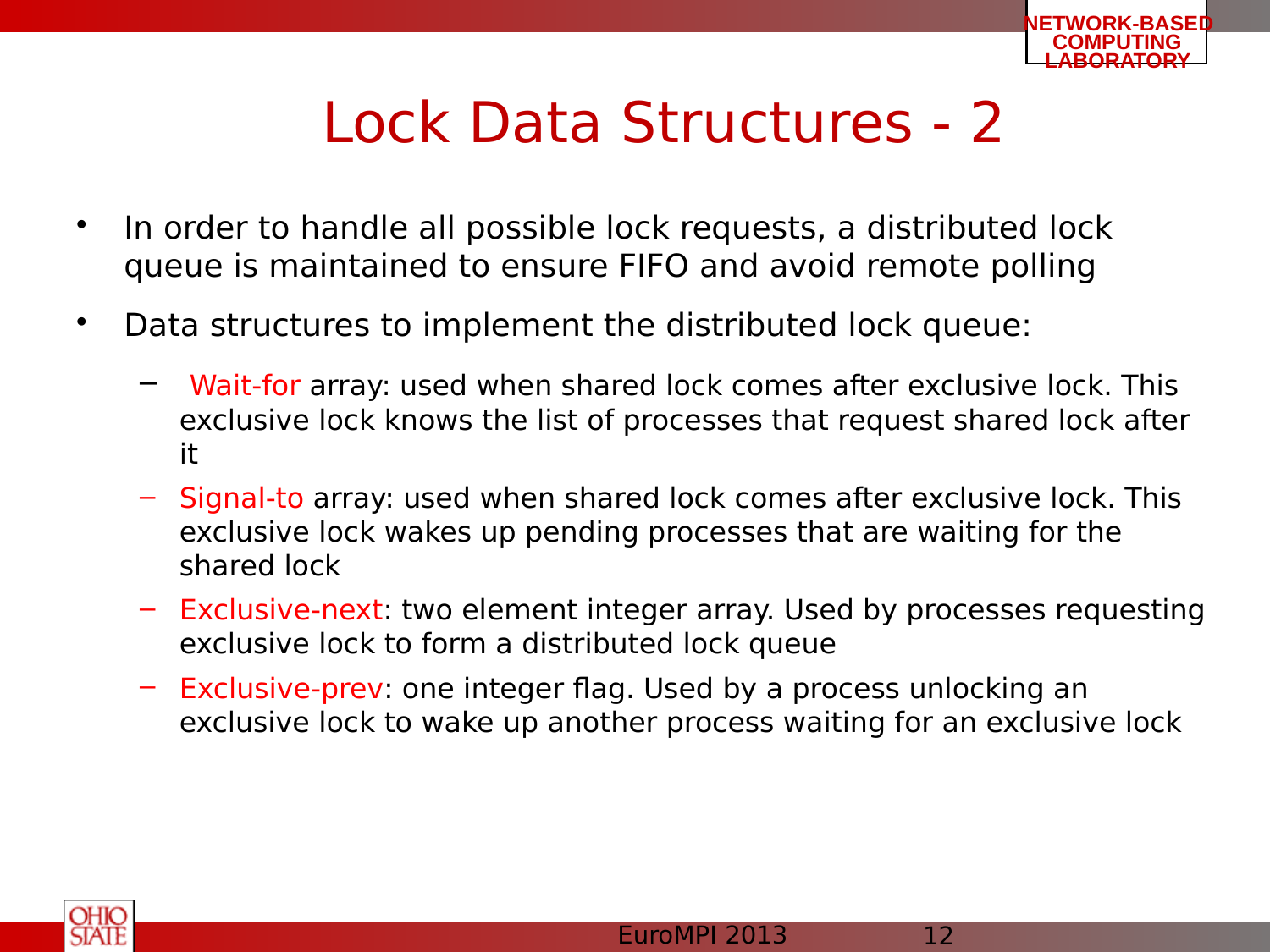# Lock Data Structures - 2

- In order to handle all possible lock requests, a distributed lock queue is maintained to ensure FIFO and avoid remote polling
- Data structures to implement the distributed lock queue:
  - Wait-for array: used when shared lock comes after exclusive lock. This exclusive lock knows the list of processes that request shared lock after it
  - Signal-to array: used when shared lock comes after exclusive lock. This exclusive lock wakes up pending processes that are waiting for the shared lock
  - Exclusive-next: two element integer array. Used by processes requesting exclusive lock to form a distributed lock queue
  - Exclusive-prev: one integer flag. Used by a process unlocking an exclusive lock to wake up another process waiting for an exclusive lock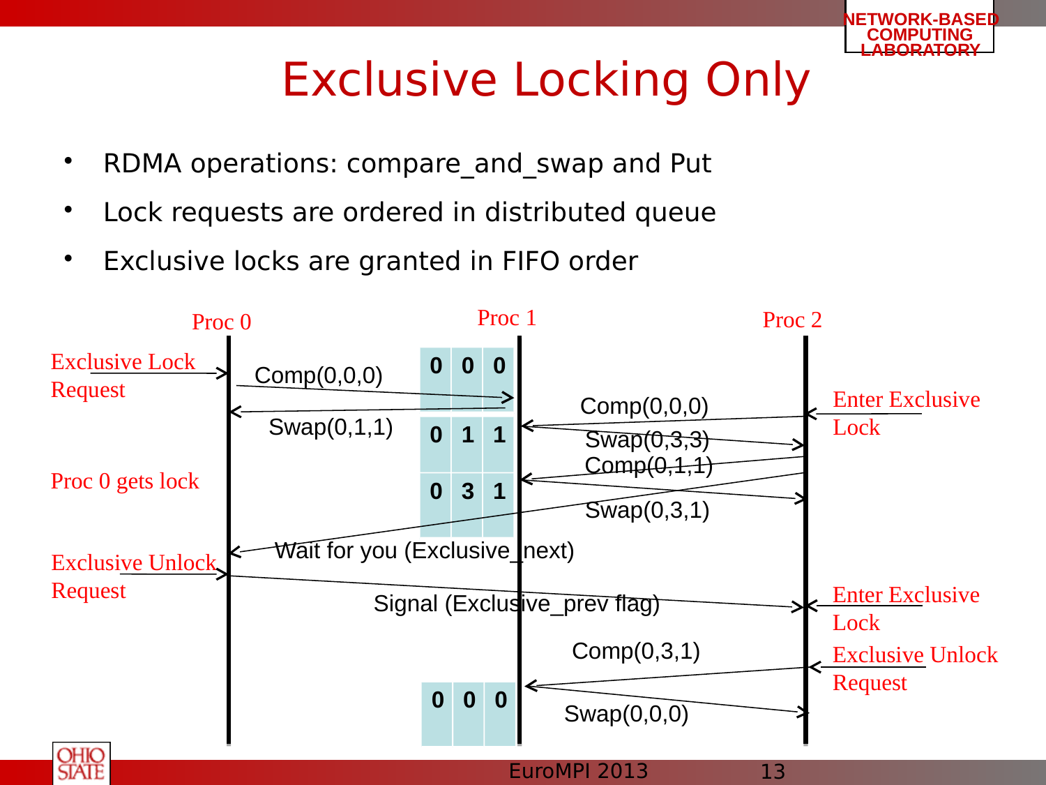# Exclusive Locking Only

- RDMA operations: compare_and_swap and Put
- Lock requests are ordered in distributed queue
- Exclusive locks are granted in FIFO order

Proc 0 | Proc 1 | Proc 2

Exclusive Lock Request

Comp(0,0,0)

Swap(0,1,1)

Proc 0 gets lock

Exclusive Unlock Request

0 0 0

0 1 1

0 3 1

Comp(0,0,0)

Swap(0,3,3)

Comp(0,1,1)

Swap(0,3,1)

Enter Exclusive Lock

Wait for you (Exclusive_next)

Signal (Exclusive_prev flag)

Enter Exclusive Lock

Comp(0,3,1)

Exclusive Unlock Request

0 0 0

Swap(0,0,0)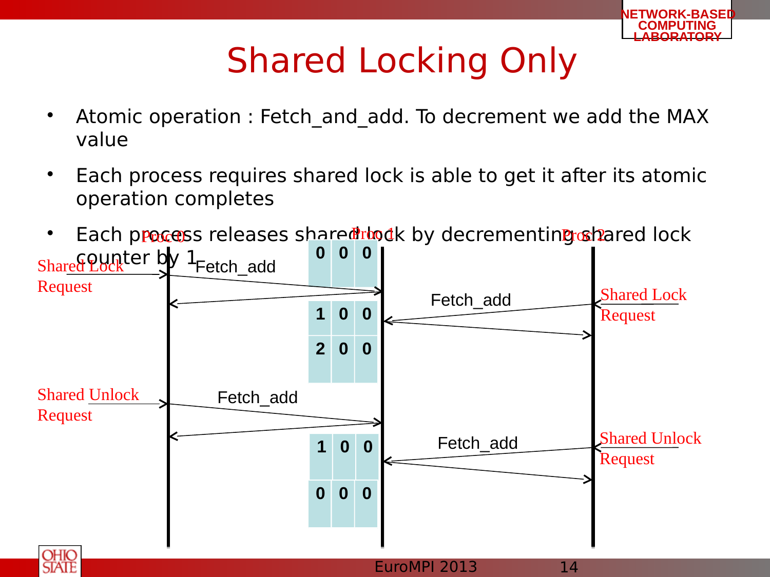# Shared Locking Only

- Atomic operation : Fetch_and_add. To decrement we add the MAX value
- Each process requires shared lock is able to get it after its atomic operation completes
- Each process releases shared lock by decrementing shared lock counter by 1

Proc 0 | Proc 1 | Proc 2

Shared Lock Request → Fetch_add (Proc 0 → Proc 1): 0 0 0 → 1 0 0

Shared Lock Request → Fetch_add (Proc 2 → Proc 1): 2 0 0

Shared Unlock Request → Fetch_add (Proc 0 → Proc 1): 1 0 0

Shared Unlock Request → Fetch_add (Proc 2 → Proc 1): 0 0 0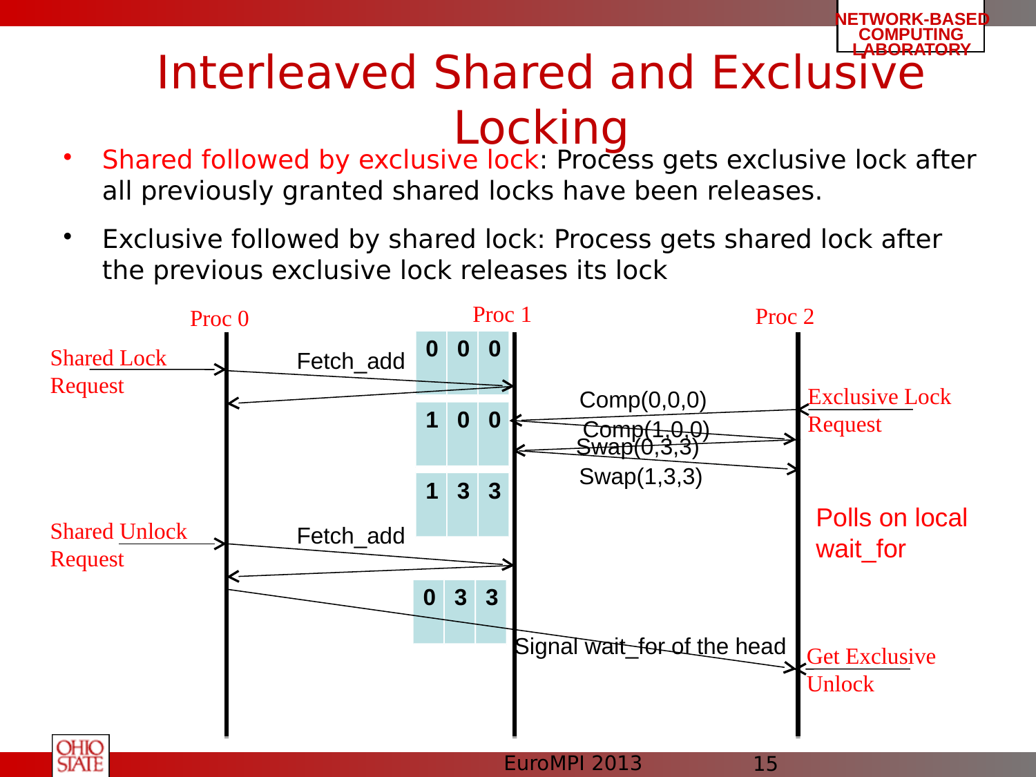# Interleaved Shared and Exclusive Locking

- Shared followed by exclusive lock: Process gets exclusive lock after all previously granted shared locks have been releases.
- Exclusive followed by shared lock: Process gets shared lock after the previous exclusive lock releases its lock

Proc 0 | Proc 1 | Proc 2

Shared Lock Request — Fetch_add — 0 0 0

Exclusive Lock Request — Comp(0,0,0) — 1 0 0 — Comp(1,0,0)

Swap(0,3,3) — Swap(1,3,3) — 1 3 3

Polls on local wait_for

Shared Unlock Request — Fetch_add — 0 3 3

Signal wait_for of the head — Get Exclusive Unlock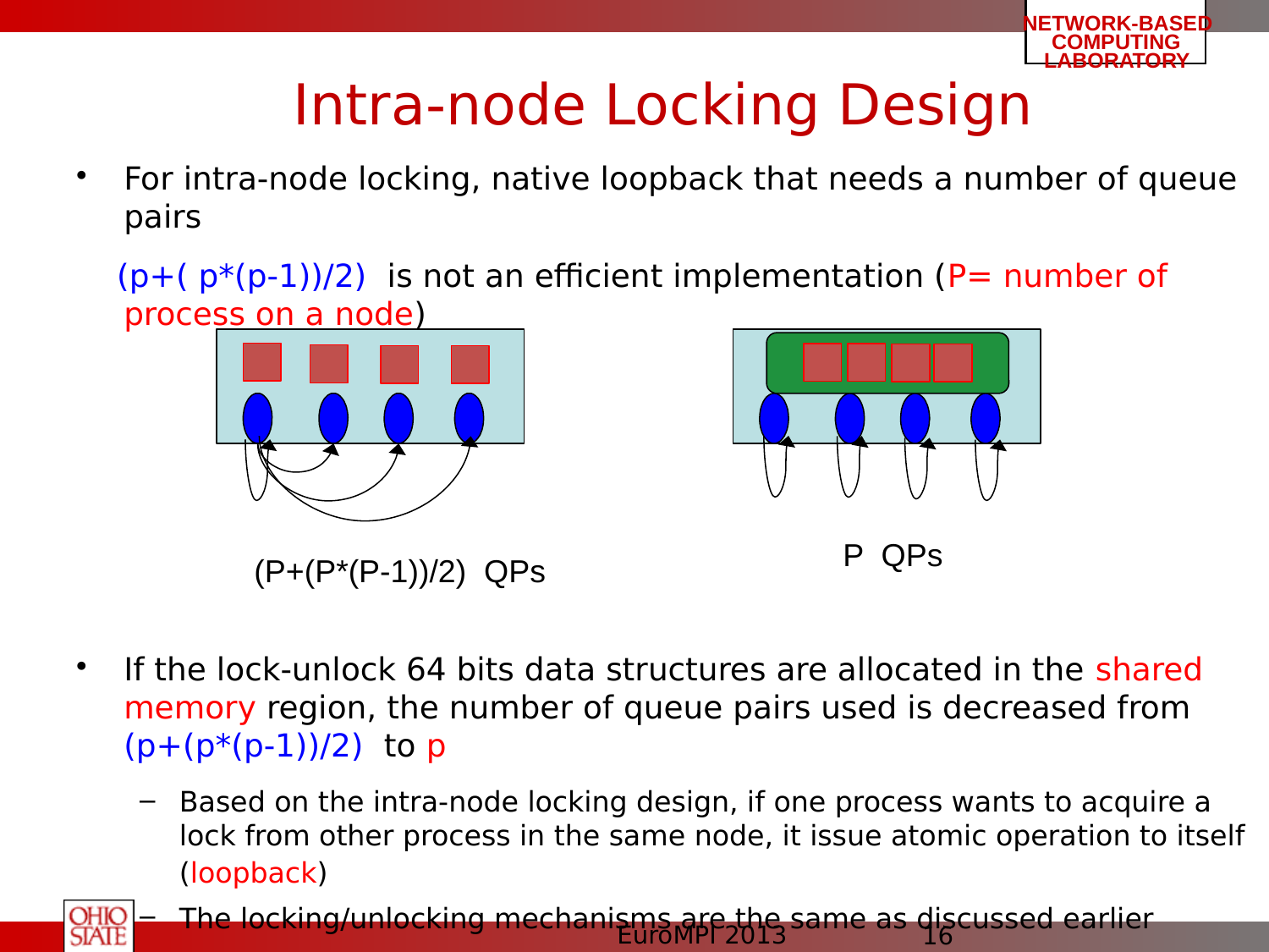# Intra-node Locking Design

- For intra-node locking, native loopback that needs a number of queue pairs

  (p+( p*(p-1))/2) is not an efficient implementation (P= number of process on a node)

(P+(P*(P-1))/2) QPs

P QPs

- If the lock-unlock 64 bits data structures are allocated in the shared memory region, the number of queue pairs used is decreased from (p+(p*(p-1))/2) to p
  - Based on the intra-node locking design, if one process wants to acquire a lock from other process in the same node, it issue atomic operation to itself (loopback)
  - The locking/unlocking mechanisms are the same as discussed earlier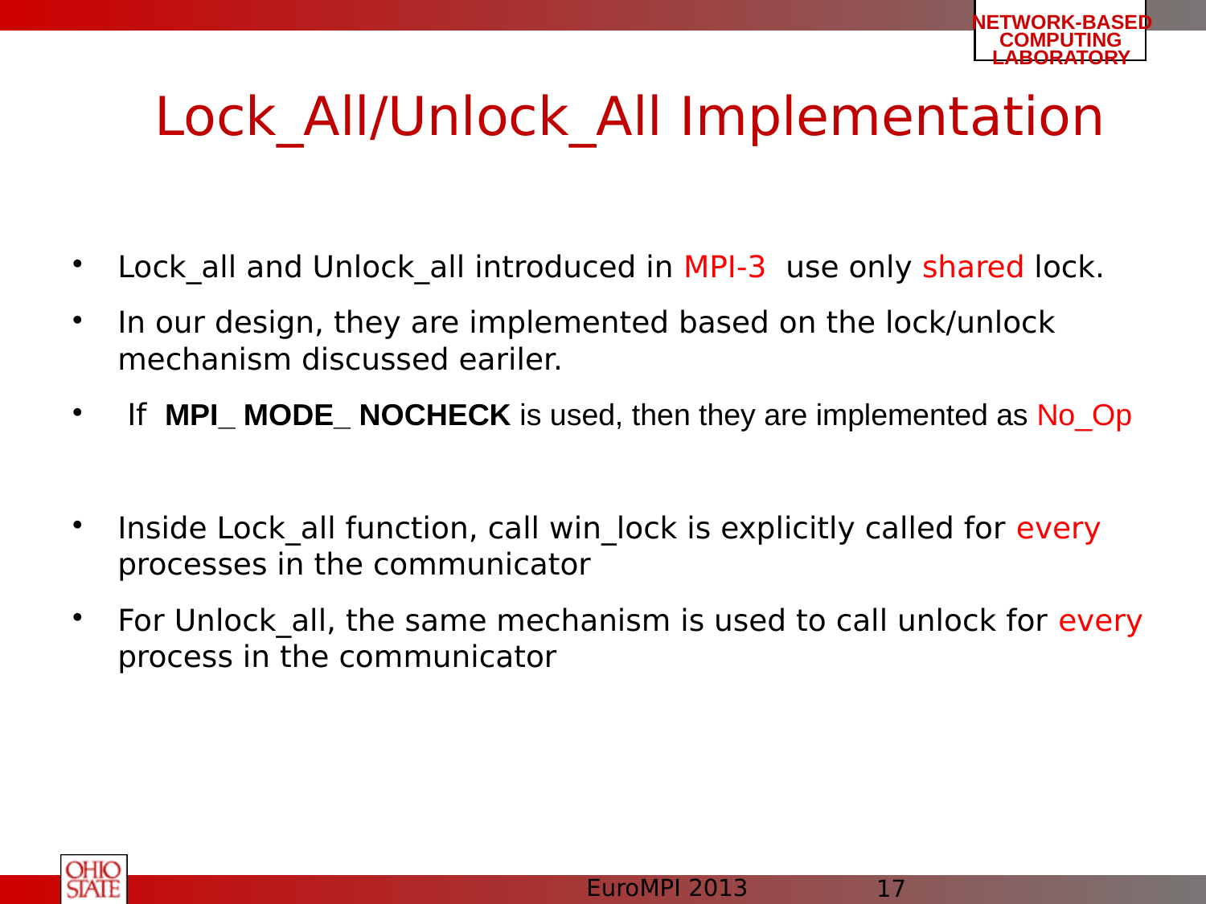# Lock_All/Unlock_All Implementation

- Lock_all and Unlock_all introduced in MPI-3 use only shared lock.
- In our design, they are implemented based on the lock/unlock mechanism discussed eariler.
- If **MPI_ MODE_ NOCHECK** is used, then they are implemented as No_Op
- Inside Lock_all function, call win_lock is explicitly called for every processes in the communicator
- For Unlock_all, the same mechanism is used to call unlock for every process in the communicator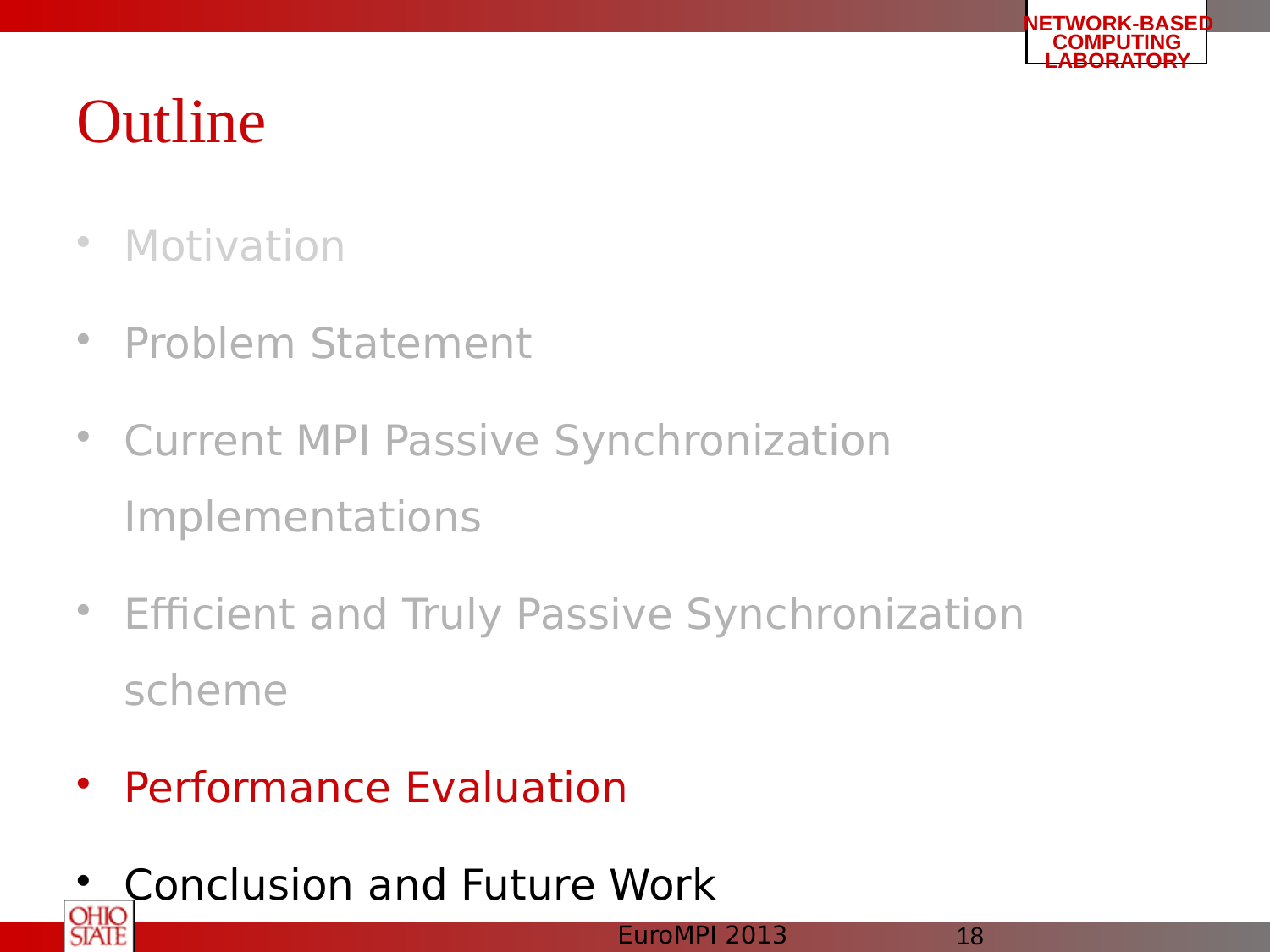# Outline

- Motivation
- Problem Statement
- Current MPI Passive Synchronization Implementations
- Efficient and Truly Passive Synchronization scheme
- Performance Evaluation
- Conclusion and Future Work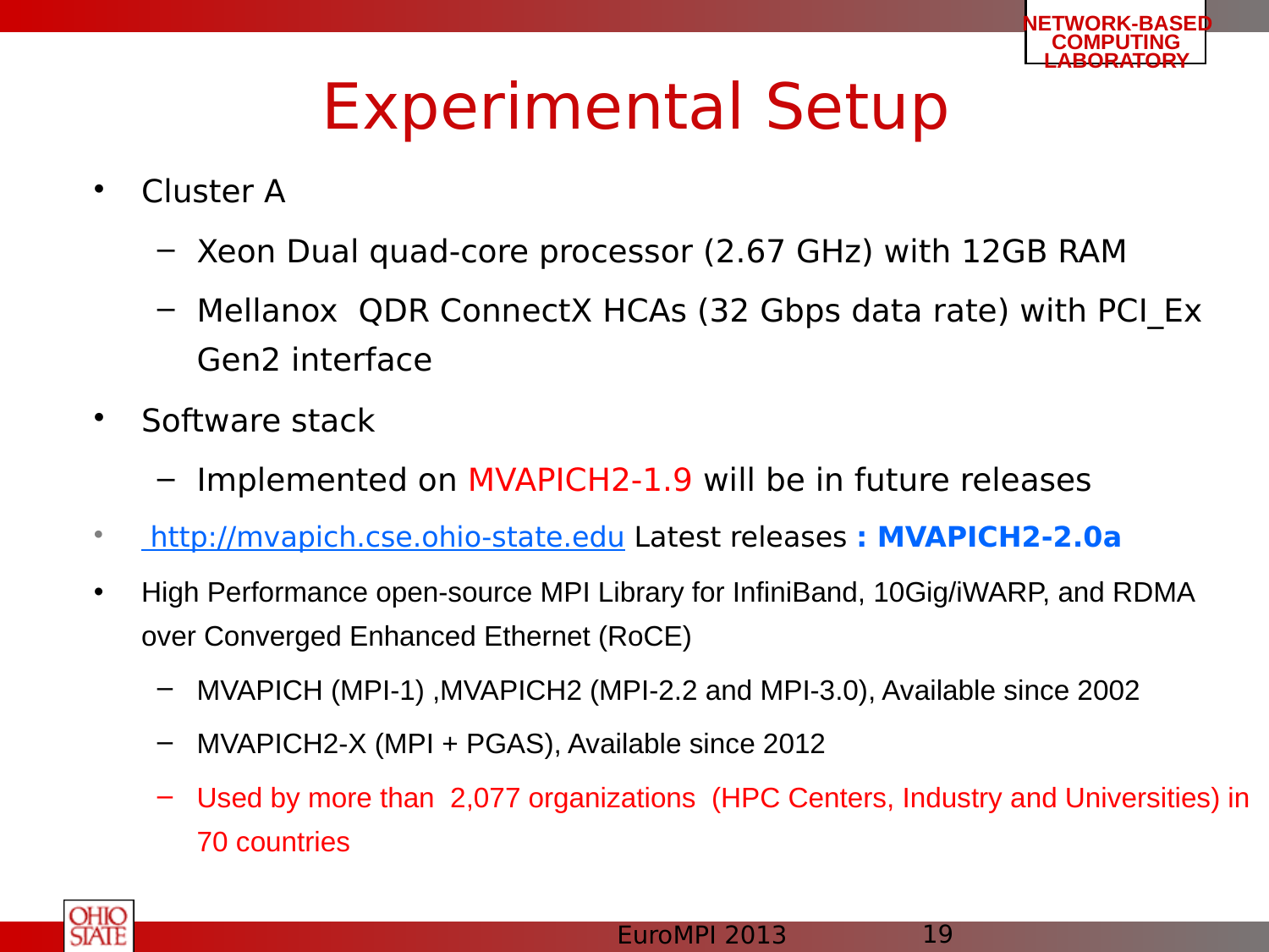# Experimental Setup

- Cluster A
  - Xeon Dual quad-core processor (2.67 GHz) with 12GB RAM
  - Mellanox QDR ConnectX HCAs (32 Gbps data rate) with PCI_Ex Gen2 interface
- Software stack
  - Implemented on MVAPICH2-1.9 will be in future releases
- http://mvapich.cse.ohio-state.edu Latest releases **: MVAPICH2-2.0a**
- High Performance open-source MPI Library for InfiniBand, 10Gig/iWARP, and RDMA over Converged Enhanced Ethernet (RoCE)
  - MVAPICH (MPI-1) ,MVAPICH2 (MPI-2.2 and MPI-3.0), Available since 2002
  - MVAPICH2-X (MPI + PGAS), Available since 2012
  - Used by more than 2,077 organizations (HPC Centers, Industry and Universities) in 70 countries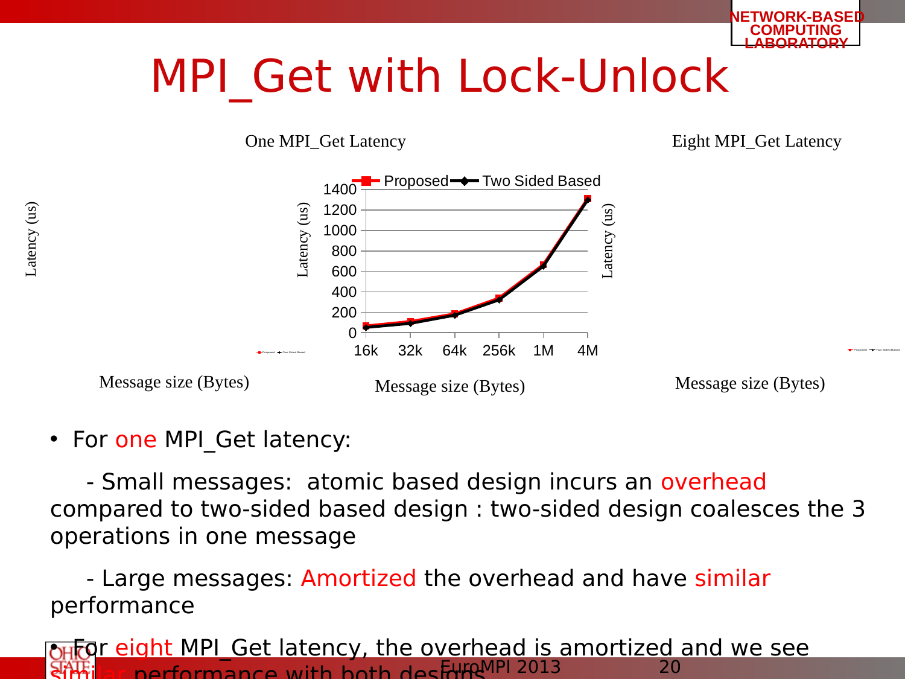# MPI_Get with Lock-Unlock

One MPI_Get Latency

Eight MPI_Get Latency

Latency (us)

Message size (Bytes)

- For one MPI_Get latency:

  - Small messages: atomic based design incurs an overhead compared to two-sided based design : two-sided design coalesces the 3 operations in one message

  - Large messages: Amortized the overhead and have similar performance

- For eight MPI_Get latency, the overhead is amortized and we see similar performance with both designs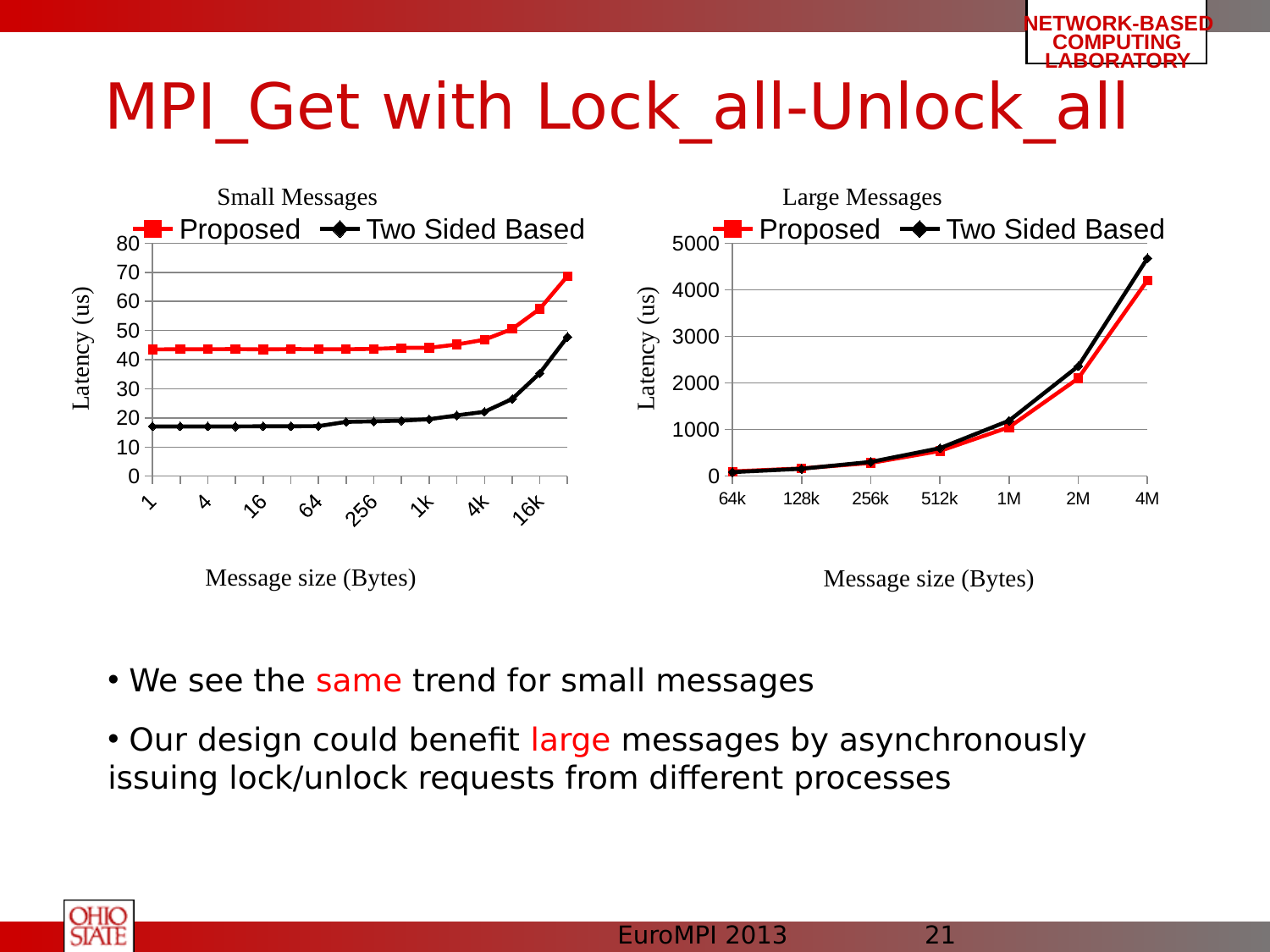# MPI_Get with Lock_all-Unlock_all

Small Messages

Large Messages

- We see the same trend for small messages
- Our design could benefit large messages by asynchronously issuing lock/unlock requests from different processes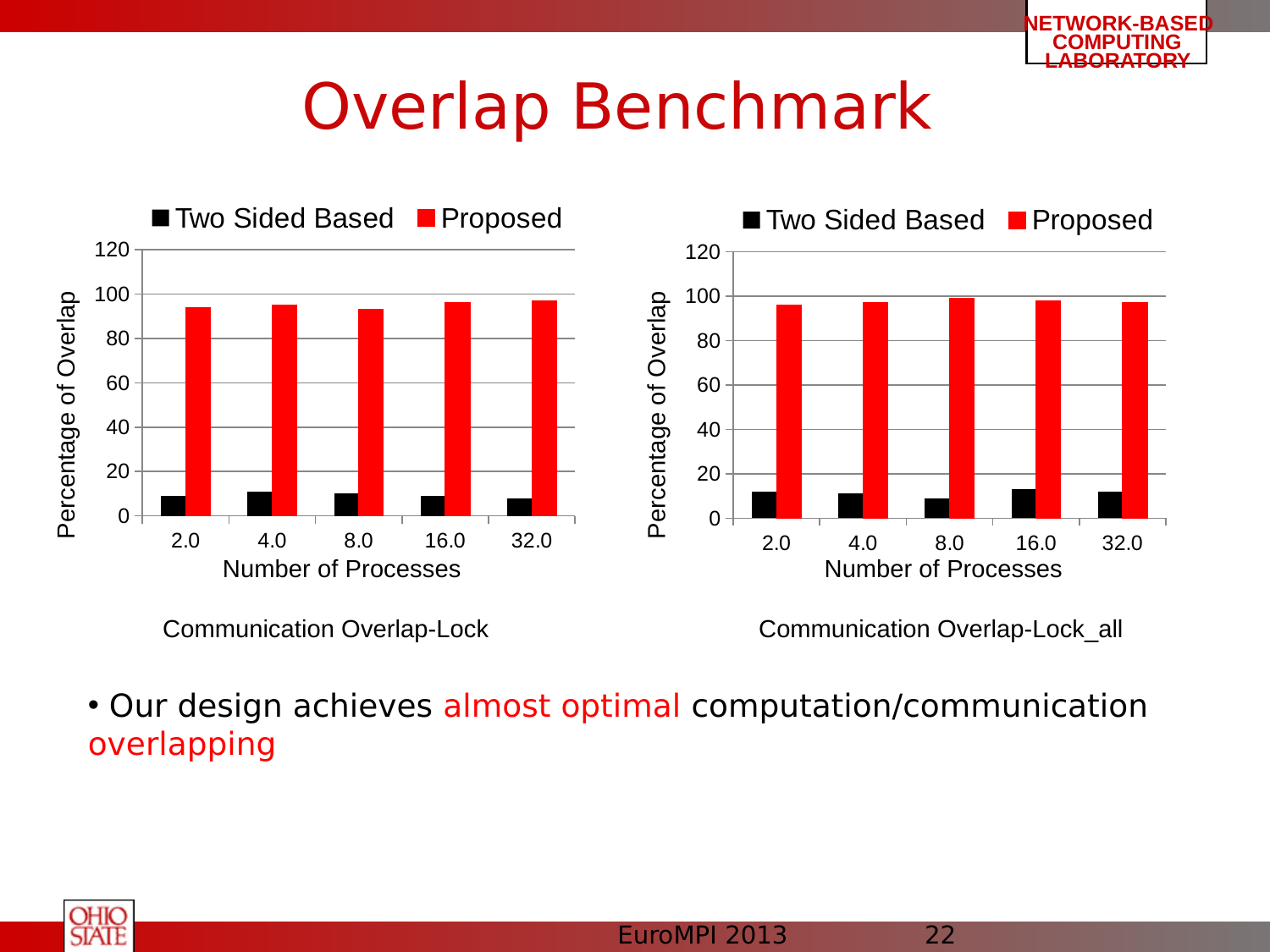# Overlap Benchmark

Two Sided Based / Proposed

Percentage of Overlap vs. Number of Processes (2.0, 4.0, 8.0, 16.0, 32.0)

Communication Overlap-Lock

Communication Overlap-Lock_all

- Our design achieves almost optimal computation/communication overlapping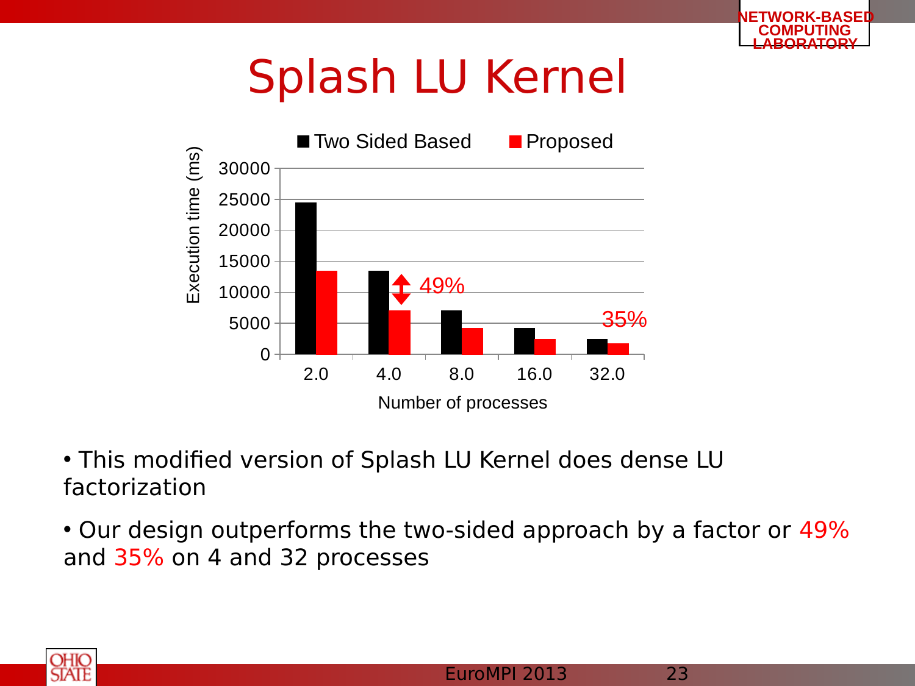# Splash LU Kernel

| Number of processes | Two Sided Based | Proposed |
|---|---|---|
| 2.0 | | |
| 4.0 | | |
| 8.0 | | |
| 16.0 | | |
| 32.0 | | |

Execution time (ms); 49% (at 4.0), 35% (at 32.0)

- This modified version of Splash LU Kernel does dense LU factorization
- Our design outperforms the two-sided approach by a factor or 49% and 35% on 4 and 32 processes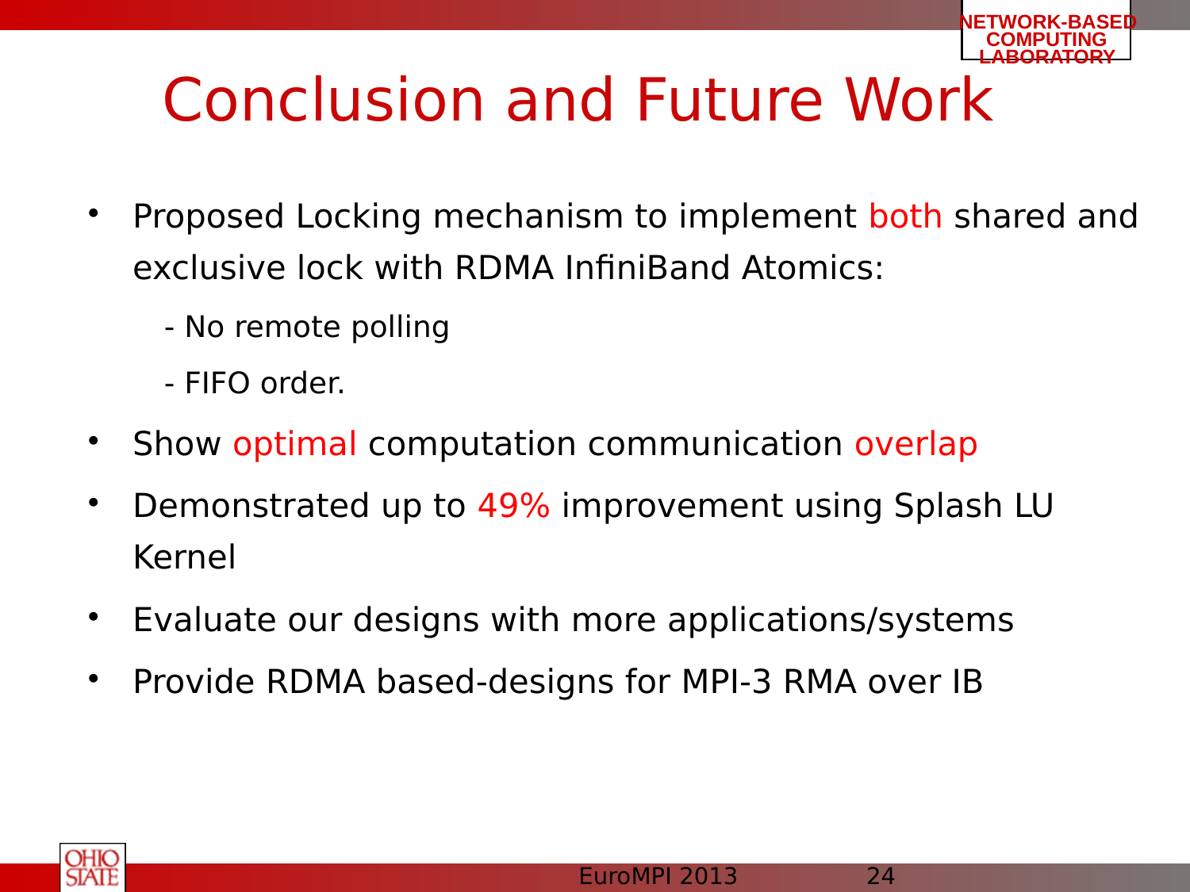# Conclusion and Future Work

- Proposed Locking mechanism to implement both shared and exclusive lock with RDMA InfiniBand Atomics:
  - No remote polling
  - FIFO order.
- Show optimal computation communication overlap
- Demonstrated up to 49% improvement using Splash LU Kernel
- Evaluate our designs with more applications/systems
- Provide RDMA based-designs for MPI-3 RMA over IB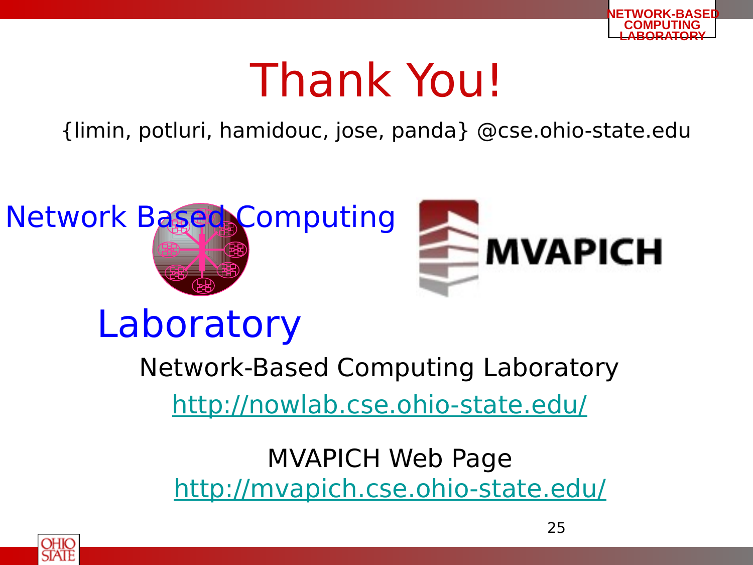# Thank You!

{limin, potluri, hamidouc, jose, panda} @cse.ohio-state.edu

Network Based Computing Laboratory

MVAPICH

Network-Based Computing Laboratory

http://nowlab.cse.ohio-state.edu/

MVAPICH Web Page

http://mvapich.cse.ohio-state.edu/